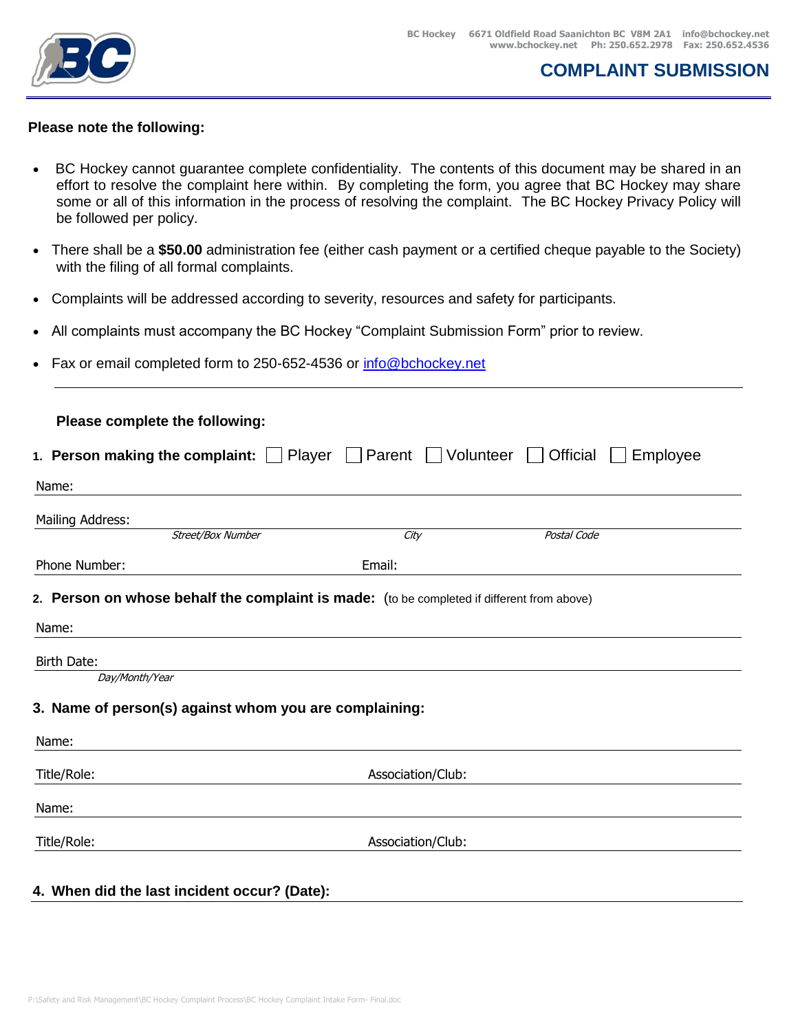BC Hockey 6671 Oldfield Road Saanichton BC V8M 2A1 info@bchockey.net
www.bchockey.net Ph: 250.652.2978 Fax: 250.652.4536

# COMPLAINT SUBMISSION

**Please note the following:**

- BC Hockey cannot guarantee complete confidentiality. The contents of this document may be shared in an effort to resolve the complaint here within. By completing the form, you agree that BC Hockey may share some or all of this information in the process of resolving the complaint. The BC Hockey Privacy Policy will be followed per policy.
- There shall be a **$50.00** administration fee (either cash payment or a certified cheque payable to the Society) with the filing of all formal complaints.
- Complaints will be addressed according to severity, resources and safety for participants.
- All complaints must accompany the BC Hockey "Complaint Submission Form" prior to review.
- Fax or email completed form to 250-652-4536 or info@bchockey.net

---

**Please complete the following:**

1. **Person making the complaint:** ☐ Player ☐ Parent ☐ Volunteer ☐ Official ☐ Employee

Name: ______________________________

Mailing Address: ______________________________
*Street/Box Number* *City* *Postal Code*

Phone Number: ______________ Email: ______________

2. **Person on whose behalf the complaint is made:** (to be completed if different from above)

Name: ______________________________

Birth Date: ______________________________
*Day/Month/Year*

3. **Name of person(s) against whom you are complaining:**

Name: ______________________________

Title/Role: ______________ Association/Club: ______________

Name: ______________________________

Title/Role: ______________ Association/Club: ______________

4. **When did the last incident occur? (Date):** ______________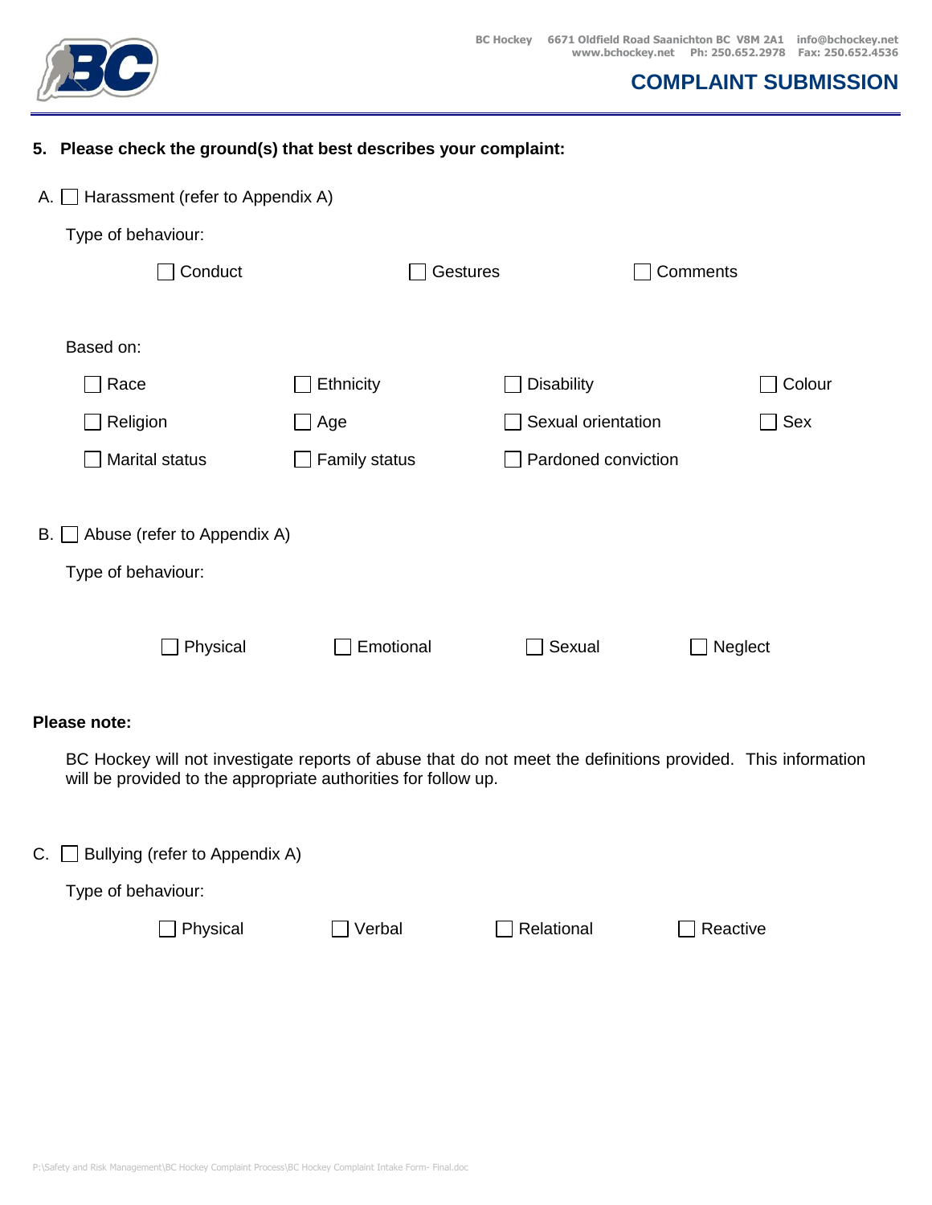## COMPLAINT SUBMISSION

**5. Please check the ground(s) that best describes your complaint:**

A. ☐ Harassment (refer to Appendix A)

Type of behaviour:

☐ Conduct ☐ Gestures ☐ Comments

Based on:

| | | | |
|---|---|---|---|
| ☐ Race | ☐ Ethnicity | ☐ Disability | ☐ Colour |
| ☐ Religion | ☐ Age | ☐ Sexual orientation | ☐ Sex |
| ☐ Marital status | ☐ Family status | ☐ Pardoned conviction | |

B. ☐ Abuse (refer to Appendix A)

Type of behaviour:

☐ Physical ☐ Emotional ☐ Sexual ☐ Neglect

**Please note:**

BC Hockey will not investigate reports of abuse that do not meet the definitions provided. This information will be provided to the appropriate authorities for follow up.

C. ☐ Bullying (refer to Appendix A)

Type of behaviour:

☐ Physical ☐ Verbal ☐ Relational ☐ Reactive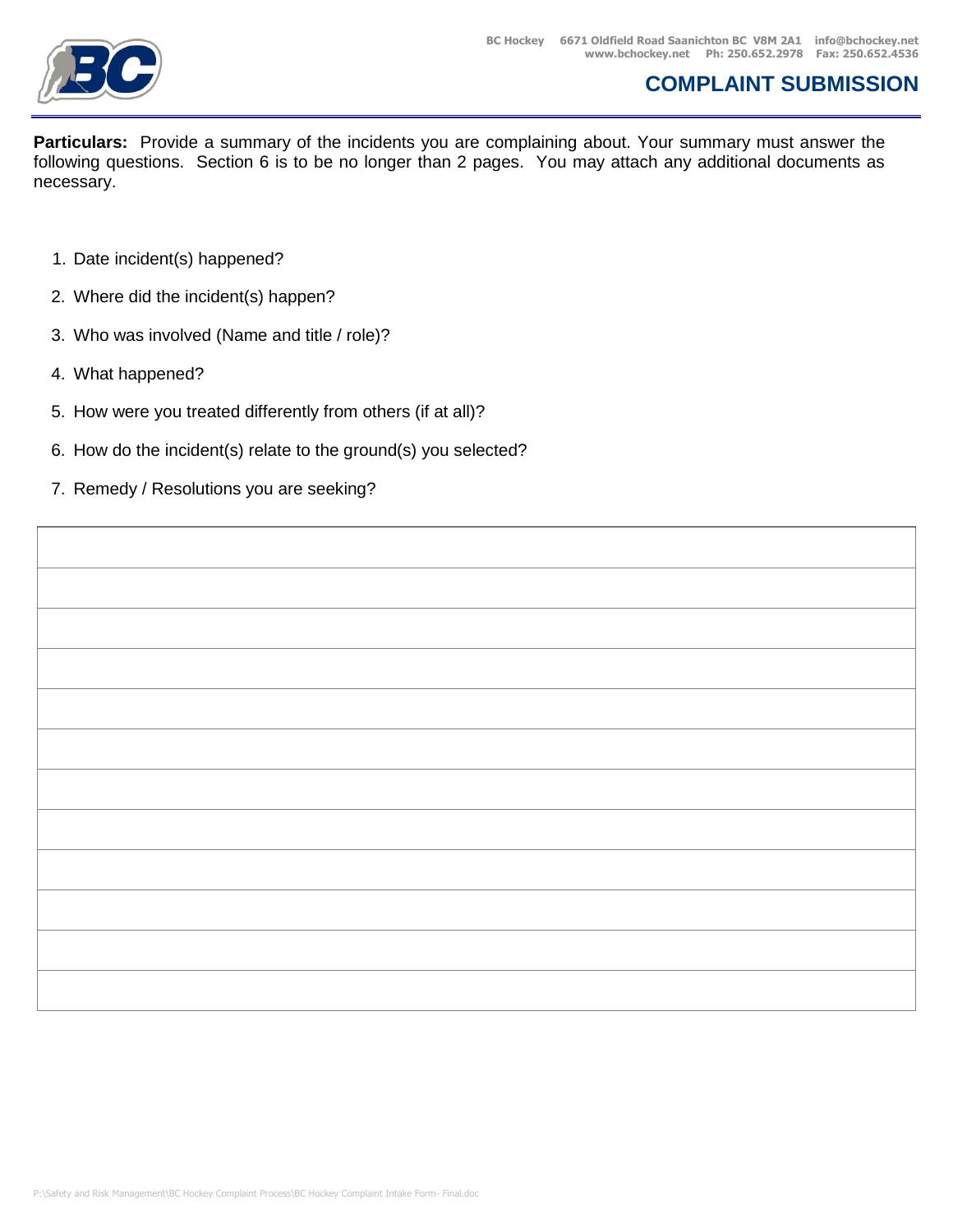# COMPLAINT SUBMISSION

**Particulars:** Provide a summary of the incidents you are complaining about. Your summary must answer the following questions. Section 6 is to be no longer than 2 pages. You may attach any additional documents as necessary.

1. Date incident(s) happened?
2. Where did the incident(s) happen?
3. Who was involved (Name and title / role)?
4. What happened?
5. How were you treated differently from others (if at all)?
6. How do the incident(s) relate to the ground(s) you selected?
7. Remedy / Resolutions you are seeking?

| |
|---|
| |
| |
| |
| |
| |
| |
| |
| |
| |
| |
| |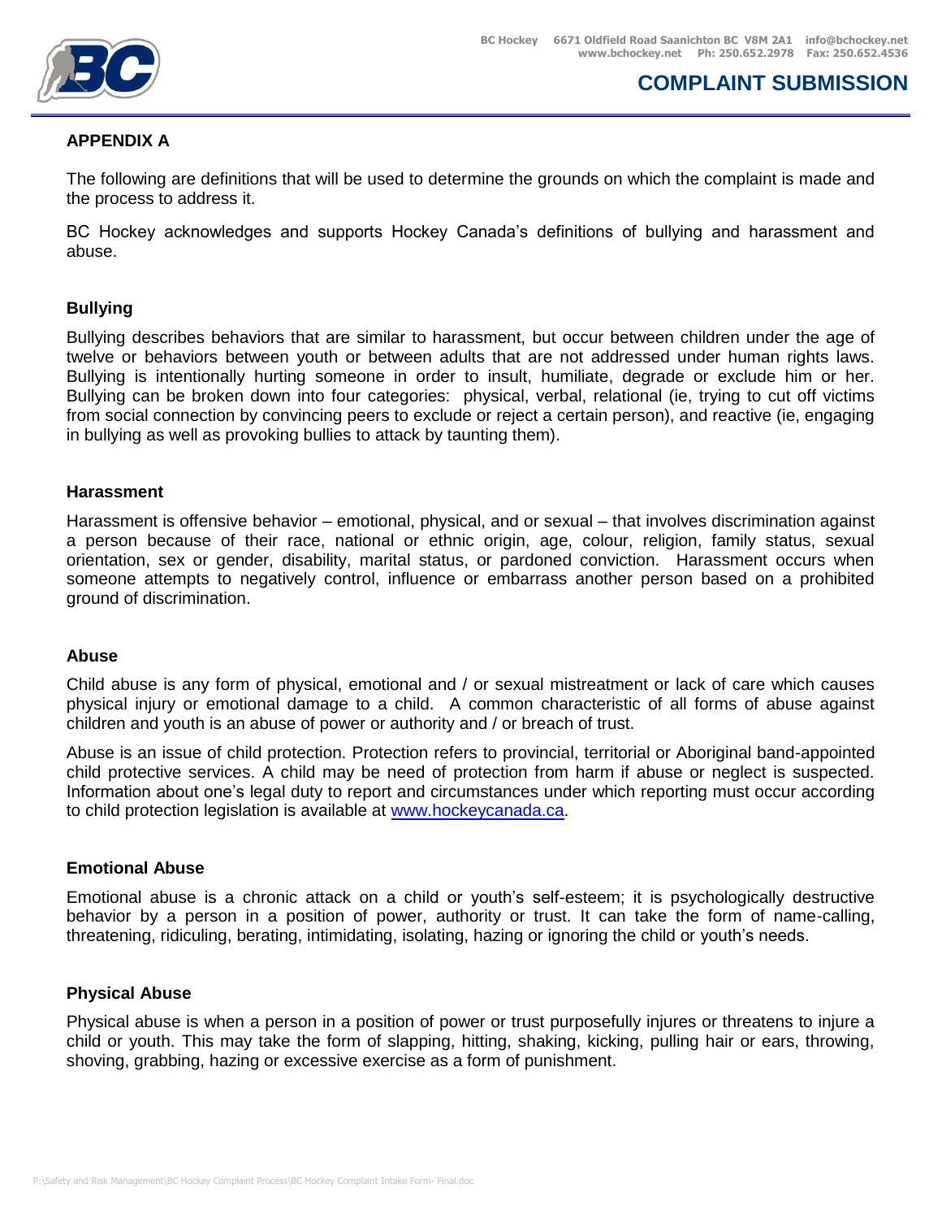## APPENDIX A

The following are definitions that will be used to determine the grounds on which the complaint is made and the process to address it.

BC Hockey acknowledges and supports Hockey Canada's definitions of bullying and harassment and abuse.

### Bullying

Bullying describes behaviors that are similar to harassment, but occur between children under the age of twelve or behaviors between youth or between adults that are not addressed under human rights laws. Bullying is intentionally hurting someone in order to insult, humiliate, degrade or exclude him or her. Bullying can be broken down into four categories: physical, verbal, relational (ie, trying to cut off victims from social connection by convincing peers to exclude or reject a certain person), and reactive (ie, engaging in bullying as well as provoking bullies to attack by taunting them).

### Harassment

Harassment is offensive behavior – emotional, physical, and or sexual – that involves discrimination against a person because of their race, national or ethnic origin, age, colour, religion, family status, sexual orientation, sex or gender, disability, marital status, or pardoned conviction. Harassment occurs when someone attempts to negatively control, influence or embarrass another person based on a prohibited ground of discrimination.

### Abuse

Child abuse is any form of physical, emotional and / or sexual mistreatment or lack of care which causes physical injury or emotional damage to a child. A common characteristic of all forms of abuse against children and youth is an abuse of power or authority and / or breach of trust.

Abuse is an issue of child protection. Protection refers to provincial, territorial or Aboriginal band-appointed child protective services. A child may be need of protection from harm if abuse or neglect is suspected. Information about one's legal duty to report and circumstances under which reporting must occur according to child protection legislation is available at [www.hockeycanada.ca](http://www.hockeycanada.ca).

### Emotional Abuse

Emotional abuse is a chronic attack on a child or youth's self-esteem; it is psychologically destructive behavior by a person in a position of power, authority or trust. It can take the form of name-calling, threatening, ridiculing, berating, intimidating, isolating, hazing or ignoring the child or youth's needs.

### Physical Abuse

Physical abuse is when a person in a position of power or trust purposefully injures or threatens to injure a child or youth. This may take the form of slapping, hitting, shaking, kicking, pulling hair or ears, throwing, shoving, grabbing, hazing or excessive exercise as a form of punishment.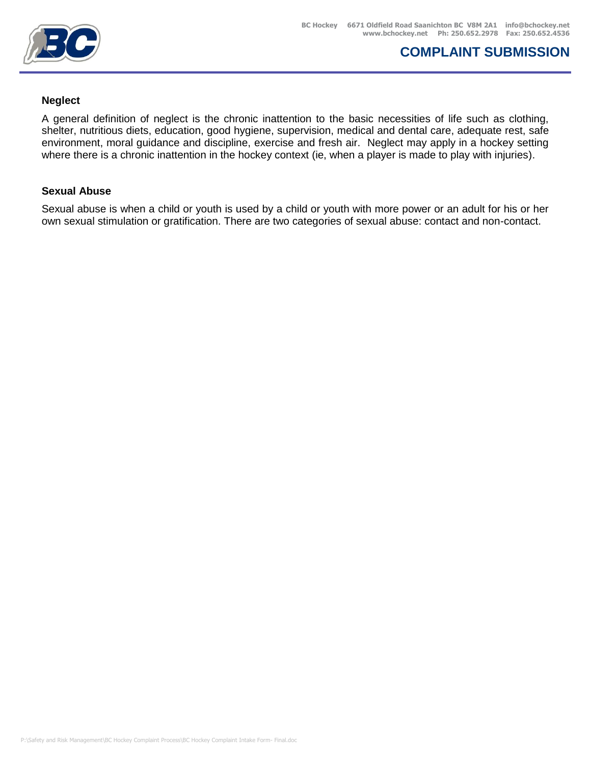### Neglect

A general definition of neglect is the chronic inattention to the basic necessities of life such as clothing, shelter, nutritious diets, education, good hygiene, supervision, medical and dental care, adequate rest, safe environment, moral guidance and discipline, exercise and fresh air. Neglect may apply in a hockey setting where there is a chronic inattention in the hockey context (ie, when a player is made to play with injuries).

### Sexual Abuse

Sexual abuse is when a child or youth is used by a child or youth with more power or an adult for his or her own sexual stimulation or gratification. There are two categories of sexual abuse: contact and non-contact.